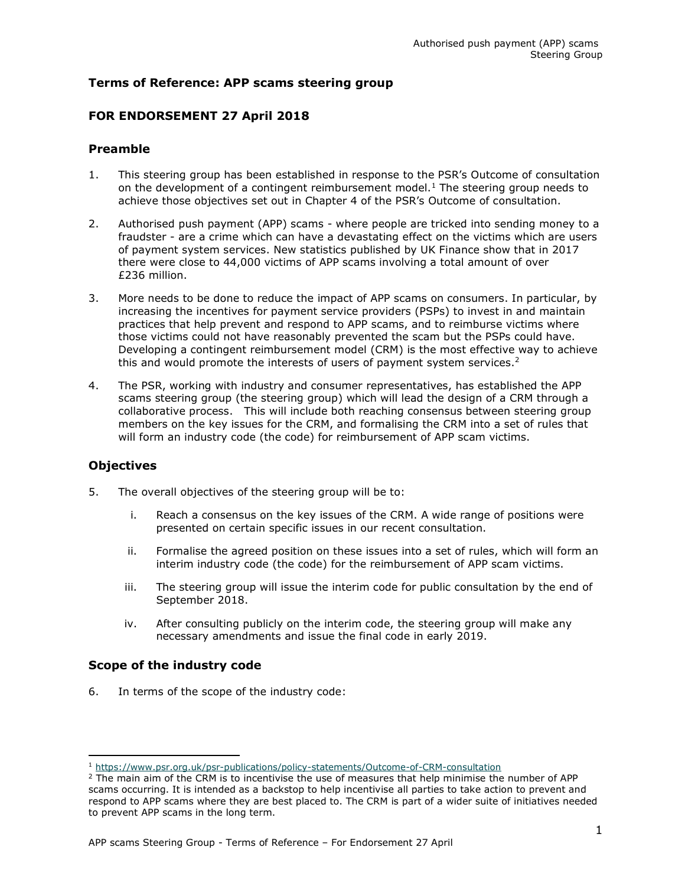## Terms of Reference: APP scams steering group

## FOR ENDORSEMENT 27 April 2018

### Preamble

1. This steering group has been established in response to the PSR's Outcome of consultation on the development of a contingent reimbursement model.[1] The steering group needs to achieve those objectives set out in Chapter 4 of the PSR's Outcome of consultation.

2. Authorised push payment (APP) scams - where people are tricked into sending money to a fraudster - are a crime which can have a devastating effect on the victims which are users of payment system services. New statistics published by UK Finance show that in 2017 there were close to 44,000 victims of APP scams involving a total amount of over £236 million.

3. More needs to be done to reduce the impact of APP scams on consumers. In particular, by increasing the incentives for payment service providers (PSPs) to invest in and maintain practices that help prevent and respond to APP scams, and to reimburse victims where those victims could not have reasonably prevented the scam but the PSPs could have. Developing a contingent reimbursement model (CRM) is the most effective way to achieve this and would promote the interests of users of payment system services.[2]

4. The PSR, working with industry and consumer representatives, has established the APP scams steering group (the steering group) which will lead the design of a CRM through a collaborative process. This will include both reaching consensus between steering group members on the key issues for the CRM, and formalising the CRM into a set of rules that will form an industry code (the code) for reimbursement of APP scam victims.

### Objectives

5. The overall objectives of the steering group will be to:

   i. Reach a consensus on the key issues of the CRM. A wide range of positions were presented on certain specific issues in our recent consultation.

   ii. Formalise the agreed position on these issues into a set of rules, which will form an interim industry code (the code) for the reimbursement of APP scam victims.

   iii. The steering group will issue the interim code for public consultation by the end of September 2018.

   iv. After consulting publicly on the interim code, the steering group will make any necessary amendments and issue the final code in early 2019.

### Scope of the industry code

6. In terms of the scope of the industry code:

---

[1] https://www.psr.org.uk/psr-publications/policy-statements/Outcome-of-CRM-consultation

[2] The main aim of the CRM is to incentivise the use of measures that help minimise the number of APP scams occurring. It is intended as a backstop to help incentivise all parties to take action to prevent and respond to APP scams where they are best placed to. The CRM is part of a wider suite of initiatives needed to prevent APP scams in the long term.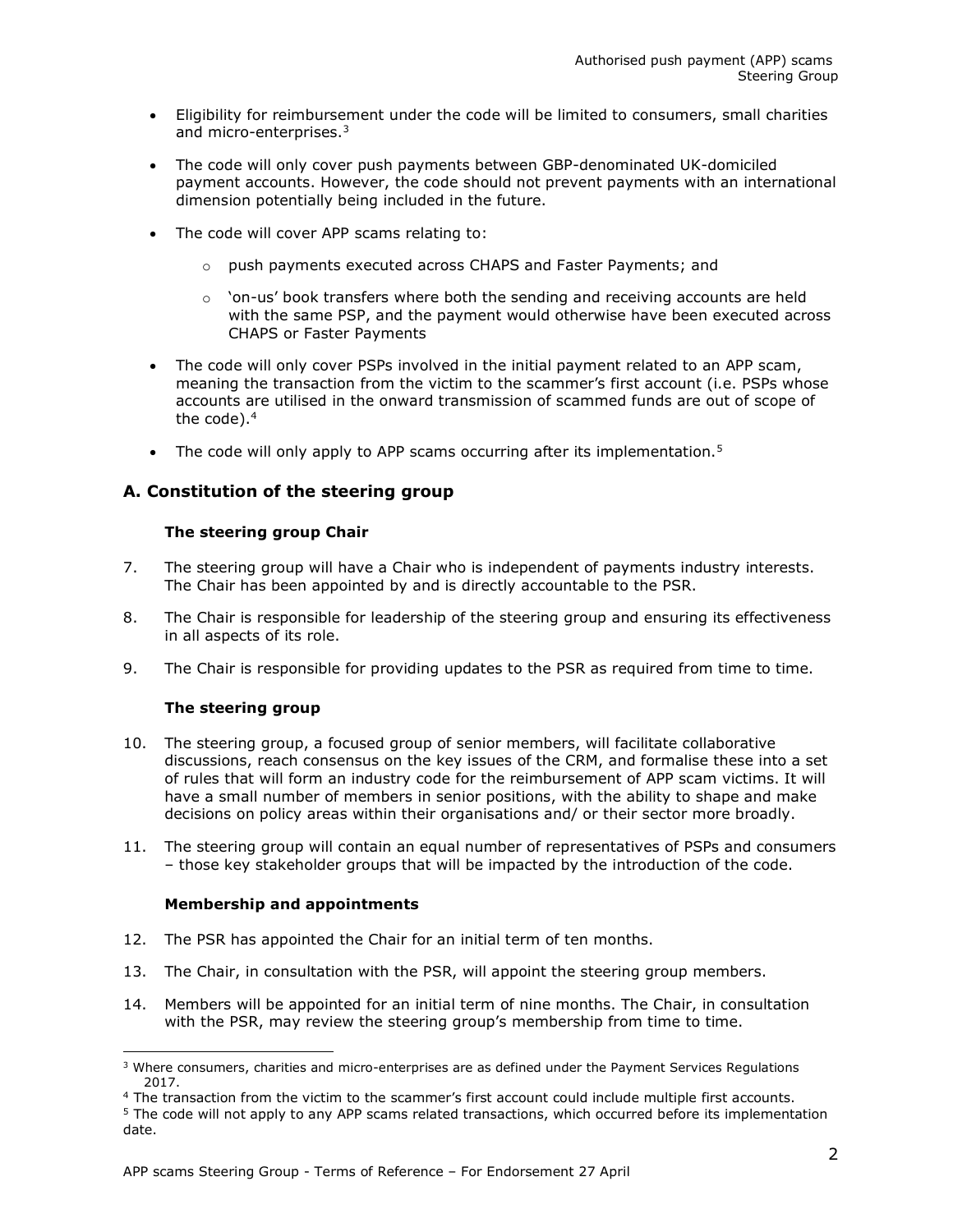- Eligibility for reimbursement under the code will be limited to consumers, small charities and micro-enterprises.[3]
- The code will only cover push payments between GBP-denominated UK-domiciled payment accounts. However, the code should not prevent payments with an international dimension potentially being included in the future.
- The code will cover APP scams relating to:
    - push payments executed across CHAPS and Faster Payments; and
    - 'on-us' book transfers where both the sending and receiving accounts are held with the same PSP, and the payment would otherwise have been executed across CHAPS or Faster Payments
- The code will only cover PSPs involved in the initial payment related to an APP scam, meaning the transaction from the victim to the scammer's first account (i.e. PSPs whose accounts are utilised in the onward transmission of scammed funds are out of scope of the code).[4]
- The code will only apply to APP scams occurring after its implementation.[5]

## A. Constitution of the steering group

### The steering group Chair

7. The steering group will have a Chair who is independent of payments industry interests. The Chair has been appointed by and is directly accountable to the PSR.
8. The Chair is responsible for leadership of the steering group and ensuring its effectiveness in all aspects of its role.
9. The Chair is responsible for providing updates to the PSR as required from time to time.

### The steering group

10. The steering group, a focused group of senior members, will facilitate collaborative discussions, reach consensus on the key issues of the CRM, and formalise these into a set of rules that will form an industry code for the reimbursement of APP scam victims. It will have a small number of members in senior positions, with the ability to shape and make decisions on policy areas within their organisations and/ or their sector more broadly.
11. The steering group will contain an equal number of representatives of PSPs and consumers – those key stakeholder groups that will be impacted by the introduction of the code.

### Membership and appointments

12. The PSR has appointed the Chair for an initial term of ten months.
13. The Chair, in consultation with the PSR, will appoint the steering group members.
14. Members will be appointed for an initial term of nine months. The Chair, in consultation with the PSR, may review the steering group's membership from time to time.

---

[3] Where consumers, charities and micro-enterprises are as defined under the Payment Services Regulations 2017.

[4] The transaction from the victim to the scammer's first account could include multiple first accounts.

[5] The code will not apply to any APP scams related transactions, which occurred before its implementation date.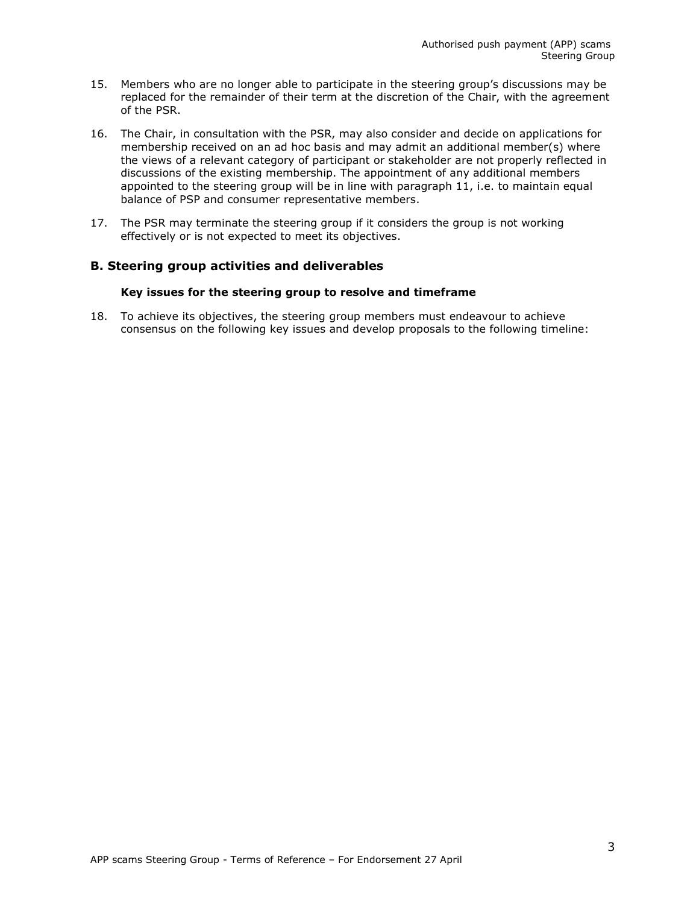15. Members who are no longer able to participate in the steering group's discussions may be replaced for the remainder of their term at the discretion of the Chair, with the agreement of the PSR.

16. The Chair, in consultation with the PSR, may also consider and decide on applications for membership received on an ad hoc basis and may admit an additional member(s) where the views of a relevant category of participant or stakeholder are not properly reflected in discussions of the existing membership. The appointment of any additional members appointed to the steering group will be in line with paragraph 11, i.e. to maintain equal balance of PSP and consumer representative members.

17. The PSR may terminate the steering group if it considers the group is not working effectively or is not expected to meet its objectives.

## B. Steering group activities and deliverables

### Key issues for the steering group to resolve and timeframe

18. To achieve its objectives, the steering group members must endeavour to achieve consensus on the following key issues and develop proposals to the following timeline: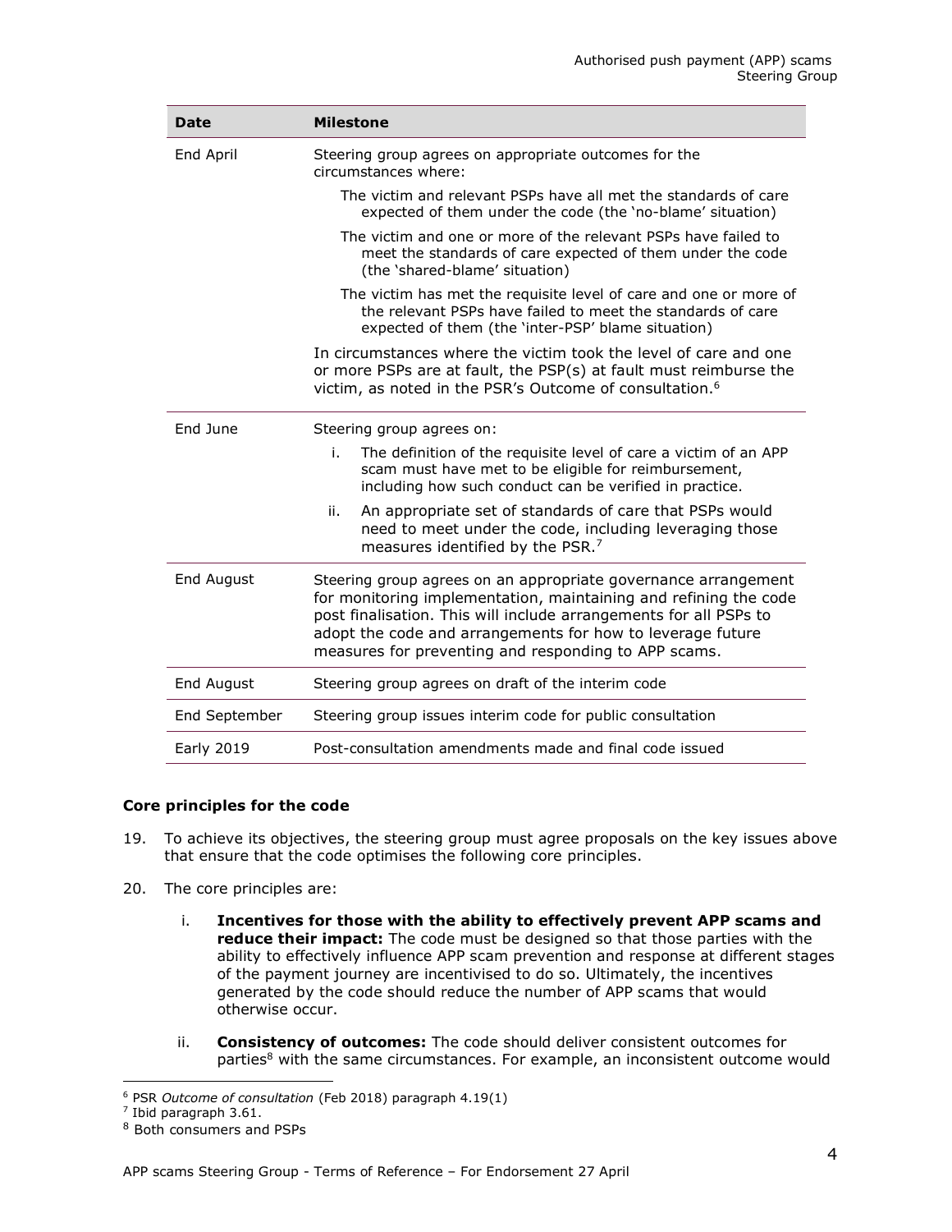| Date | Milestone |
|---|---|
| End April | Steering group agrees on appropriate outcomes for the circumstances where:<br>The victim and relevant PSPs have all met the standards of care expected of them under the code (the 'no-blame' situation)<br>The victim and one or more of the relevant PSPs have failed to meet the standards of care expected of them under the code (the 'shared-blame' situation)<br>The victim has met the requisite level of care and one or more of the relevant PSPs have failed to meet the standards of care expected of them (the 'inter-PSP' blame situation)<br>In circumstances where the victim took the level of care and one or more PSPs are at fault, the PSP(s) at fault must reimburse the victim, as noted in the PSR's Outcome of consultation.[6] |
| End June | Steering group agrees on:<br>i. The definition of the requisite level of care a victim of an APP scam must have met to be eligible for reimbursement, including how such conduct can be verified in practice.<br>ii. An appropriate set of standards of care that PSPs would need to meet under the code, including leveraging those measures identified by the PSR.[7] |
| End August | Steering group agrees on an appropriate governance arrangement for monitoring implementation, maintaining and refining the code post finalisation. This will include arrangements for all PSPs to adopt the code and arrangements for how to leverage future measures for preventing and responding to APP scams. |
| End August | Steering group agrees on draft of the interim code |
| End September | Steering group issues interim code for public consultation |
| Early 2019 | Post-consultation amendments made and final code issued |

### Core principles for the code

19. To achieve its objectives, the steering group must agree proposals on the key issues above that ensure that the code optimises the following core principles.

20. The core principles are:

    i. **Incentives for those with the ability to effectively prevent APP scams and reduce their impact:** The code must be designed so that those parties with the ability to effectively influence APP scam prevention and response at different stages of the payment journey are incentivised to do so. Ultimately, the incentives generated by the code should reduce the number of APP scams that would otherwise occur.

    ii. **Consistency of outcomes:** The code should deliver consistent outcomes for parties[8] with the same circumstances. For example, an inconsistent outcome would

---

[6] PSR *Outcome of consultation* (Feb 2018) paragraph 4.19(1)

[7] Ibid paragraph 3.61.

[8] Both consumers and PSPs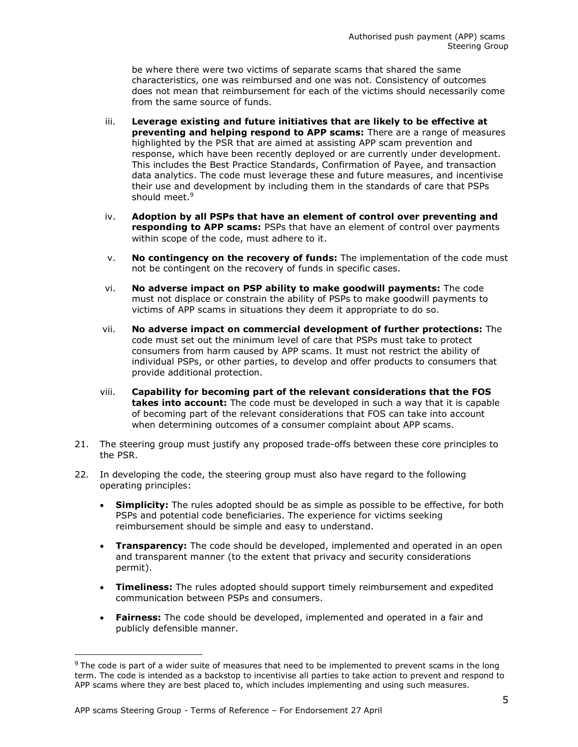be where there were two victims of separate scams that shared the same characteristics, one was reimbursed and one was not. Consistency of outcomes does not mean that reimbursement for each of the victims should necessarily come from the same source of funds.

iii. **Leverage existing and future initiatives that are likely to be effective at preventing and helping respond to APP scams:** There are a range of measures highlighted by the PSR that are aimed at assisting APP scam prevention and response, which have been recently deployed or are currently under development. This includes the Best Practice Standards, Confirmation of Payee, and transaction data analytics. The code must leverage these and future measures, and incentivise their use and development by including them in the standards of care that PSPs should meet.[9]

iv. **Adoption by all PSPs that have an element of control over preventing and responding to APP scams:** PSPs that have an element of control over payments within scope of the code, must adhere to it.

v. **No contingency on the recovery of funds:** The implementation of the code must not be contingent on the recovery of funds in specific cases.

vi. **No adverse impact on PSP ability to make goodwill payments:** The code must not displace or constrain the ability of PSPs to make goodwill payments to victims of APP scams in situations they deem it appropriate to do so.

vii. **No adverse impact on commercial development of further protections:** The code must set out the minimum level of care that PSPs must take to protect consumers from harm caused by APP scams. It must not restrict the ability of individual PSPs, or other parties, to develop and offer products to consumers that provide additional protection.

viii. **Capability for becoming part of the relevant considerations that the FOS takes into account:** The code must be developed in such a way that it is capable of becoming part of the relevant considerations that FOS can take into account when determining outcomes of a consumer complaint about APP scams.

21. The steering group must justify any proposed trade-offs between these core principles to the PSR.

22. In developing the code, the steering group must also have regard to the following operating principles:

- **Simplicity:** The rules adopted should be as simple as possible to be effective, for both PSPs and potential code beneficiaries. The experience for victims seeking reimbursement should be simple and easy to understand.
- **Transparency:** The code should be developed, implemented and operated in an open and transparent manner (to the extent that privacy and security considerations permit).
- **Timeliness:** The rules adopted should support timely reimbursement and expedited communication between PSPs and consumers.
- **Fairness:** The code should be developed, implemented and operated in a fair and publicly defensible manner.

[9] The code is part of a wider suite of measures that need to be implemented to prevent scams in the long term. The code is intended as a backstop to incentivise all parties to take action to prevent and respond to APP scams where they are best placed to, which includes implementing and using such measures.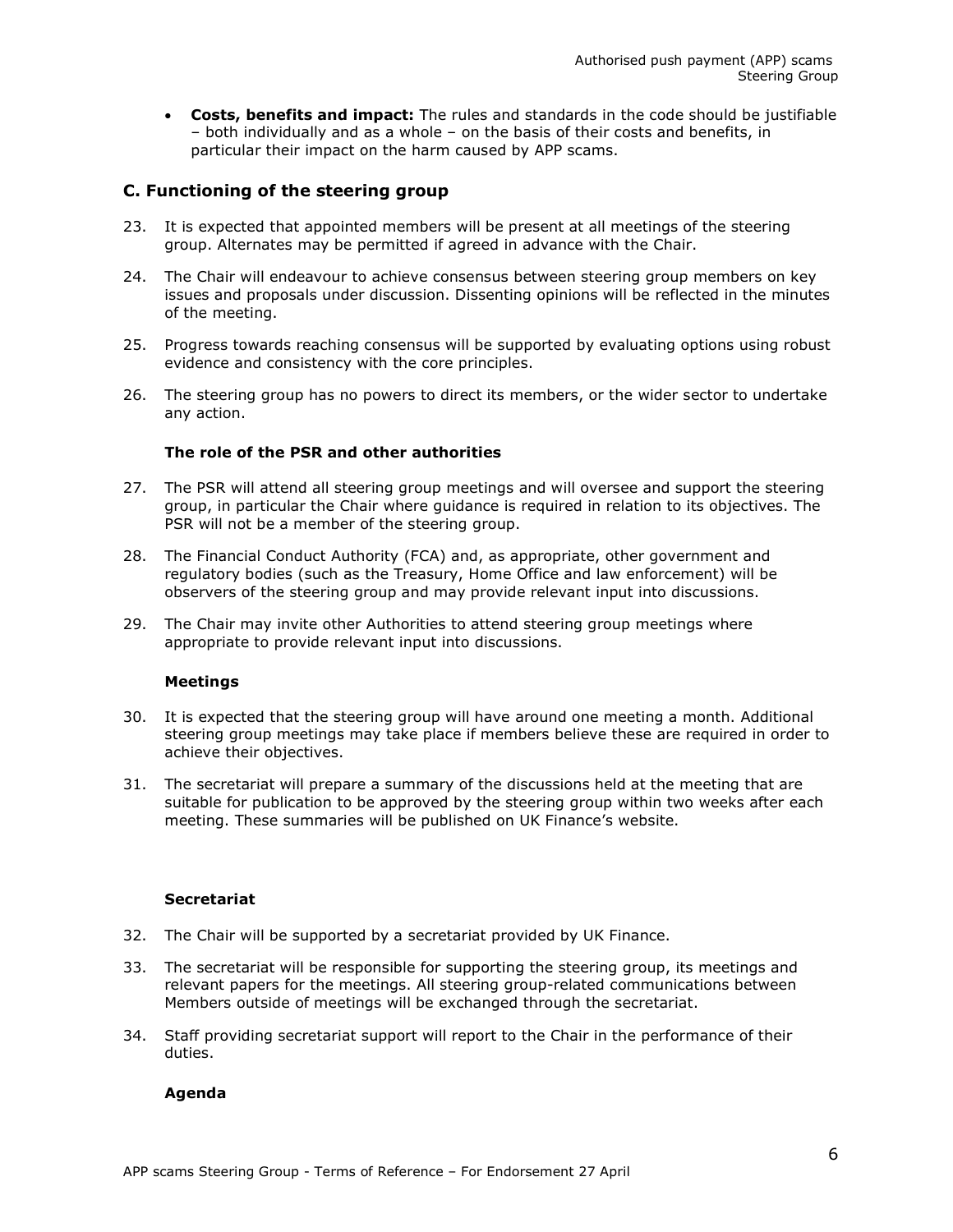- **Costs, benefits and impact:** The rules and standards in the code should be justifiable – both individually and as a whole – on the basis of their costs and benefits, in particular their impact on the harm caused by APP scams.

## C. Functioning of the steering group

23. It is expected that appointed members will be present at all meetings of the steering group. Alternates may be permitted if agreed in advance with the Chair.

24. The Chair will endeavour to achieve consensus between steering group members on key issues and proposals under discussion. Dissenting opinions will be reflected in the minutes of the meeting.

25. Progress towards reaching consensus will be supported by evaluating options using robust evidence and consistency with the core principles.

26. The steering group has no powers to direct its members, or the wider sector to undertake any action.

### The role of the PSR and other authorities

27. The PSR will attend all steering group meetings and will oversee and support the steering group, in particular the Chair where guidance is required in relation to its objectives. The PSR will not be a member of the steering group.

28. The Financial Conduct Authority (FCA) and, as appropriate, other government and regulatory bodies (such as the Treasury, Home Office and law enforcement) will be observers of the steering group and may provide relevant input into discussions.

29. The Chair may invite other Authorities to attend steering group meetings where appropriate to provide relevant input into discussions.

### Meetings

30. It is expected that the steering group will have around one meeting a month. Additional steering group meetings may take place if members believe these are required in order to achieve their objectives.

31. The secretariat will prepare a summary of the discussions held at the meeting that are suitable for publication to be approved by the steering group within two weeks after each meeting. These summaries will be published on UK Finance's website.

### Secretariat

32. The Chair will be supported by a secretariat provided by UK Finance.

33. The secretariat will be responsible for supporting the steering group, its meetings and relevant papers for the meetings. All steering group-related communications between Members outside of meetings will be exchanged through the secretariat.

34. Staff providing secretariat support will report to the Chair in the performance of their duties.

### Agenda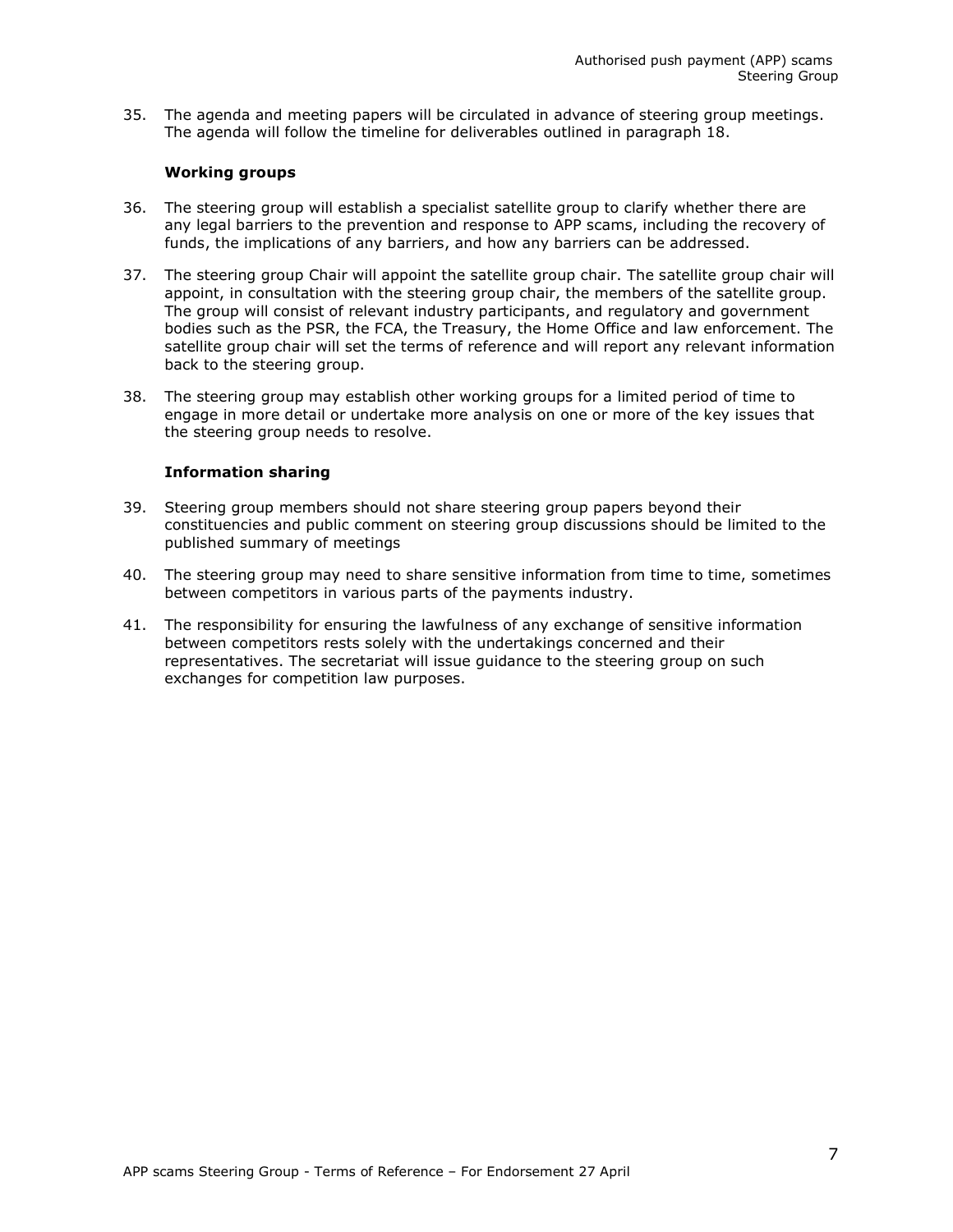35. The agenda and meeting papers will be circulated in advance of steering group meetings. The agenda will follow the timeline for deliverables outlined in paragraph 18.

**Working groups**

36. The steering group will establish a specialist satellite group to clarify whether there are any legal barriers to the prevention and response to APP scams, including the recovery of funds, the implications of any barriers, and how any barriers can be addressed.

37. The steering group Chair will appoint the satellite group chair. The satellite group chair will appoint, in consultation with the steering group chair, the members of the satellite group. The group will consist of relevant industry participants, and regulatory and government bodies such as the PSR, the FCA, the Treasury, the Home Office and law enforcement. The satellite group chair will set the terms of reference and will report any relevant information back to the steering group.

38. The steering group may establish other working groups for a limited period of time to engage in more detail or undertake more analysis on one or more of the key issues that the steering group needs to resolve.

**Information sharing**

39. Steering group members should not share steering group papers beyond their constituencies and public comment on steering group discussions should be limited to the published summary of meetings

40. The steering group may need to share sensitive information from time to time, sometimes between competitors in various parts of the payments industry.

41. The responsibility for ensuring the lawfulness of any exchange of sensitive information between competitors rests solely with the undertakings concerned and their representatives. The secretariat will issue guidance to the steering group on such exchanges for competition law purposes.